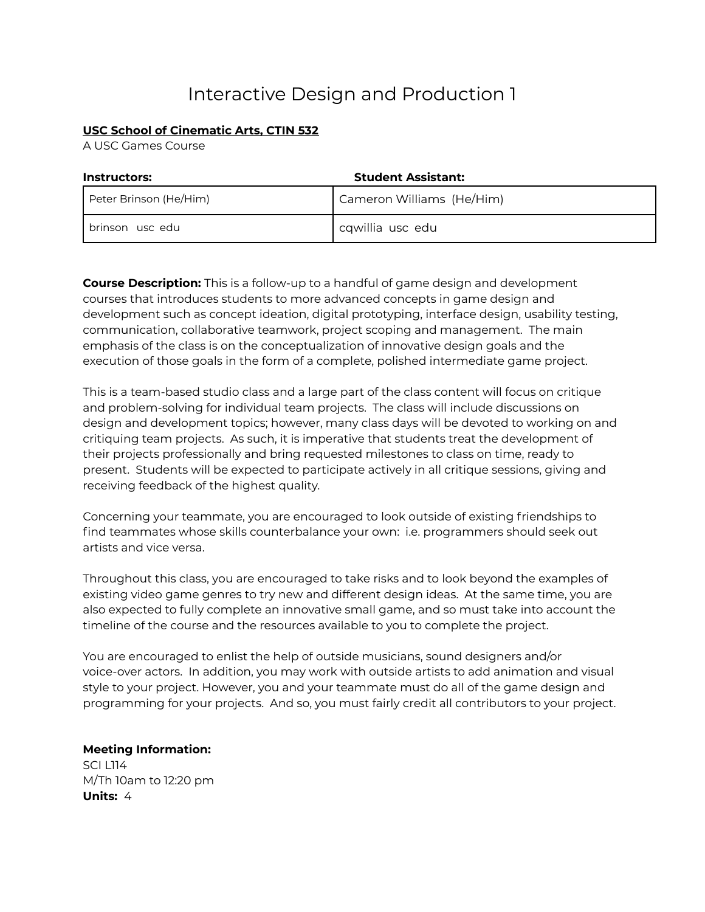# Interactive Design and Production 1

**USC School of Cinematic Arts, CTIN 532**
A USC Games Course

| **Instructors:** | **Student Assistant:** |
| --- | --- |
| Peter Brinson (He/Him) | Cameron Williams (He/Him) |
| brinson usc edu | cqwillia usc edu |

**Course Description:** This is a follow-up to a handful of game design and development courses that introduces students to more advanced concepts in game design and development such as concept ideation, digital prototyping, interface design, usability testing, communication, collaborative teamwork, project scoping and management. The main emphasis of the class is on the conceptualization of innovative design goals and the execution of those goals in the form of a complete, polished intermediate game project.

This is a team-based studio class and a large part of the class content will focus on critique and problem-solving for individual team projects. The class will include discussions on design and development topics; however, many class days will be devoted to working on and critiquing team projects. As such, it is imperative that students treat the development of their projects professionally and bring requested milestones to class on time, ready to present. Students will be expected to participate actively in all critique sessions, giving and receiving feedback of the highest quality.

Concerning your teammate, you are encouraged to look outside of existing friendships to find teammates whose skills counterbalance your own: i.e. programmers should seek out artists and vice versa.

Throughout this class, you are encouraged to take risks and to look beyond the examples of existing video game genres to try new and different design ideas. At the same time, you are also expected to fully complete an innovative small game, and so must take into account the timeline of the course and the resources available to you to complete the project.

You are encouraged to enlist the help of outside musicians, sound designers and/or voice-over actors. In addition, you may work with outside artists to add animation and visual style to your project. However, you and your teammate must do all of the game design and programming for your projects. And so, you must fairly credit all contributors to your project.

**Meeting Information:**
SCI L114
M/Th 10am to 12:20 pm
**Units:** 4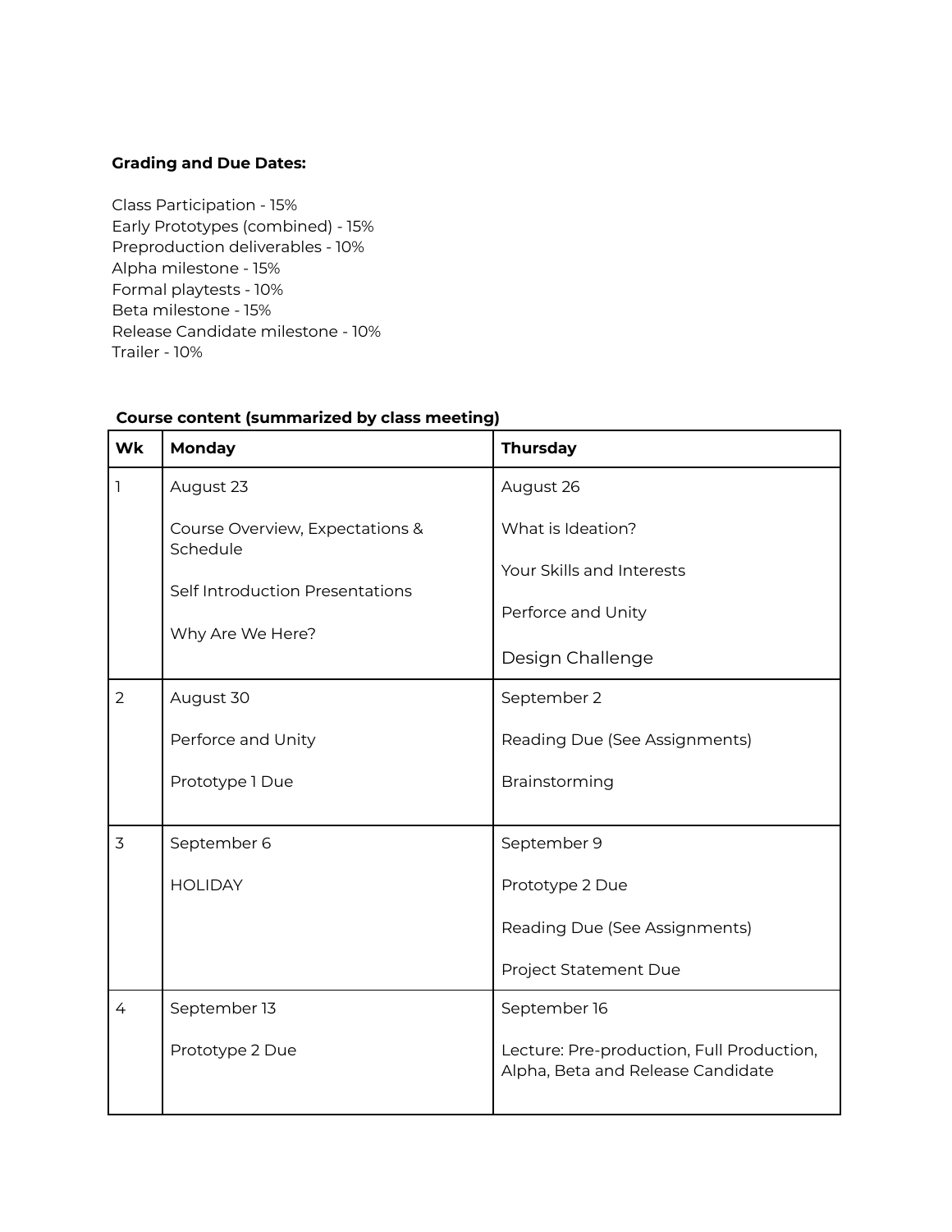**Grading and Due Dates:**

Class Participation - 15%
Early Prototypes (combined) - 15%
Preproduction deliverables - 10%
Alpha milestone - 15%
Formal playtests - 10%
Beta milestone - 15%
Release Candidate milestone - 10%
Trailer - 10%

**Course content (summarized by class meeting)**

| Wk | Monday | Thursday |
|---|---|---|
| 1 | August 23<br><br>Course Overview, Expectations & Schedule<br><br>Self Introduction Presentations<br><br>Why Are We Here? | August 26<br><br>What is Ideation?<br><br>Your Skills and Interests<br><br>Perforce and Unity<br><br>Design Challenge |
| 2 | August 30<br><br>Perforce and Unity<br><br>Prototype 1 Due | September 2<br><br>Reading Due (See Assignments)<br><br>Brainstorming |
| 3 | September 6<br><br>HOLIDAY | September 9<br><br>Prototype 2 Due<br><br>Reading Due (See Assignments)<br><br>Project Statement Due |
| 4 | September 13<br><br>Prototype 2 Due | September 16<br><br>Lecture: Pre-production, Full Production, Alpha, Beta and Release Candidate |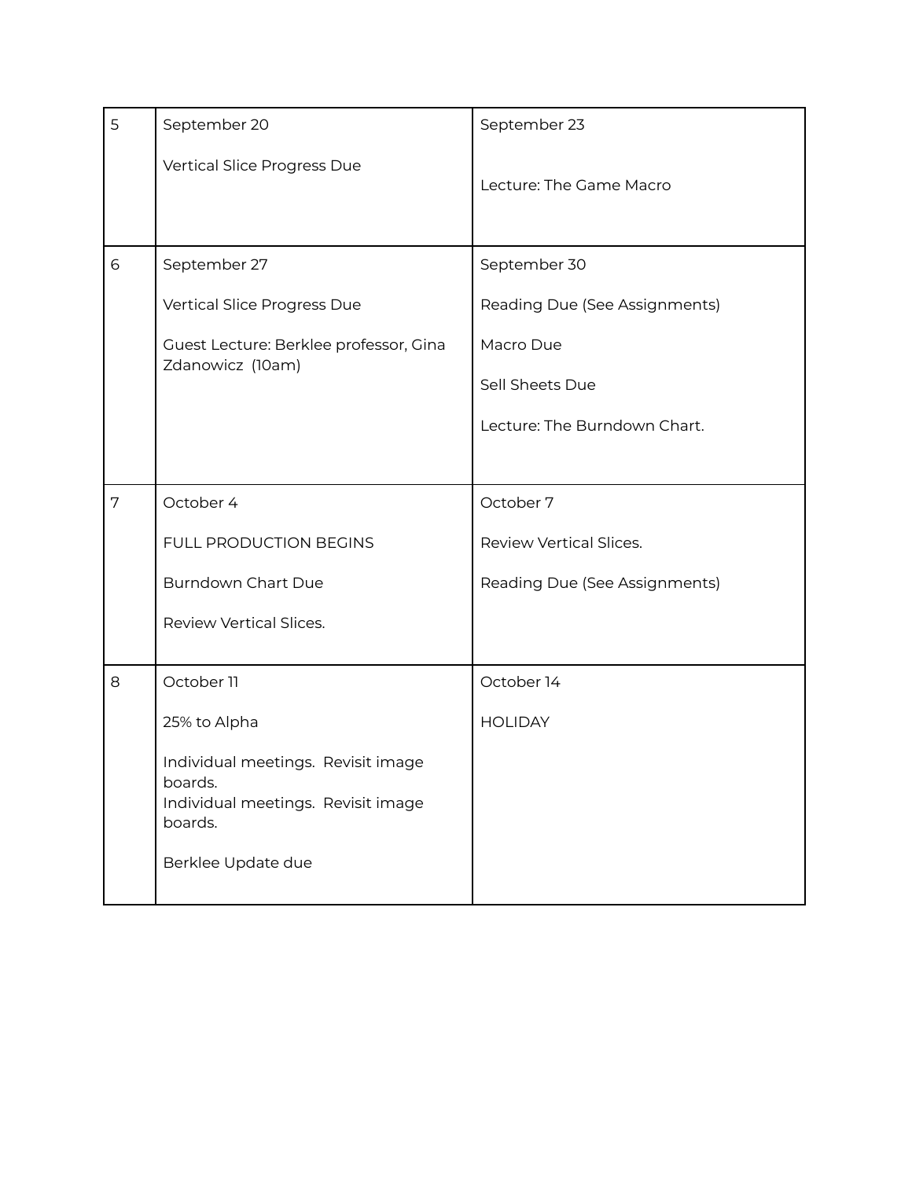| | | |
|---|---|---|
| 5 | September 20<br><br>Vertical Slice Progress Due | September 23<br><br>Lecture: The Game Macro |
| 6 | September 27<br><br>Vertical Slice Progress Due<br><br>Guest Lecture: Berklee professor, Gina Zdanowicz (10am) | September 30<br><br>Reading Due (See Assignments)<br><br>Macro Due<br><br>Sell Sheets Due<br><br>Lecture: The Burndown Chart. |
| 7 | October 4<br><br>FULL PRODUCTION BEGINS<br><br>Burndown Chart Due<br><br>Review Vertical Slices. | October 7<br><br>Review Vertical Slices.<br><br>Reading Due (See Assignments) |
| 8 | October 11<br><br>25% to Alpha<br><br>Individual meetings. Revisit image boards.<br>Individual meetings. Revisit image boards.<br><br>Berklee Update due | October 14<br><br>HOLIDAY |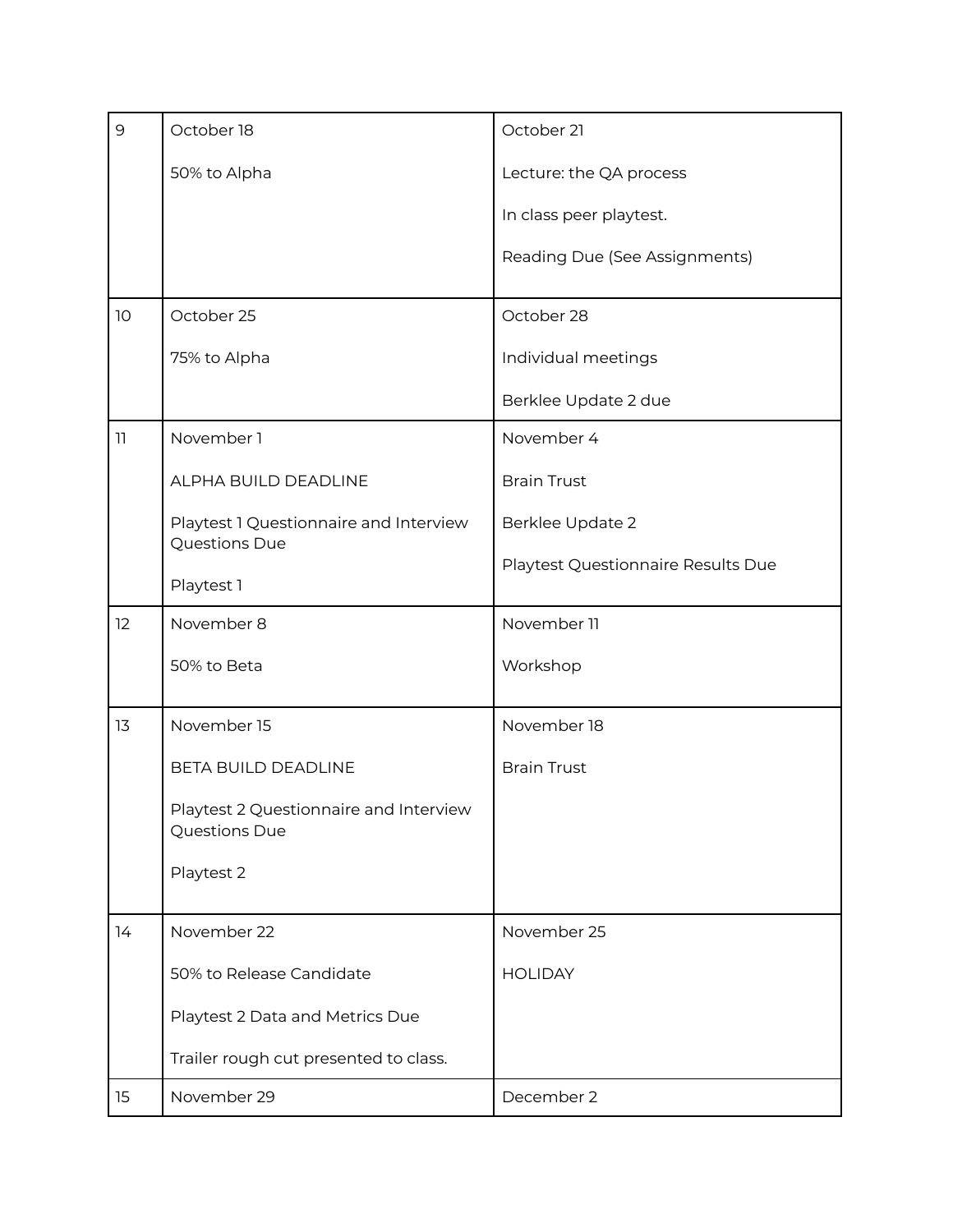| 9 | October 18<br><br>50% to Alpha | October 21<br><br>Lecture: the QA process<br><br>In class peer playtest.<br><br>Reading Due (See Assignments) |
|---|---|---|
| 10 | October 25<br><br>75% to Alpha | October 28<br><br>Individual meetings<br><br>Berklee Update 2 due |
| 11 | November 1<br><br>ALPHA BUILD DEADLINE<br><br>Playtest 1 Questionnaire and Interview Questions Due<br><br>Playtest 1 | November 4<br><br>Brain Trust<br><br>Berklee Update 2<br><br>Playtest Questionnaire Results Due |
| 12 | November 8<br><br>50% to Beta | November 11<br><br>Workshop |
| 13 | November 15<br><br>BETA BUILD DEADLINE<br><br>Playtest 2 Questionnaire and Interview Questions Due<br><br>Playtest 2 | November 18<br><br>Brain Trust |
| 14 | November 22<br><br>50% to Release Candidate<br><br>Playtest 2 Data and Metrics Due<br><br>Trailer rough cut presented to class. | November 25<br><br>HOLIDAY |
| 15 | November 29 | December 2 |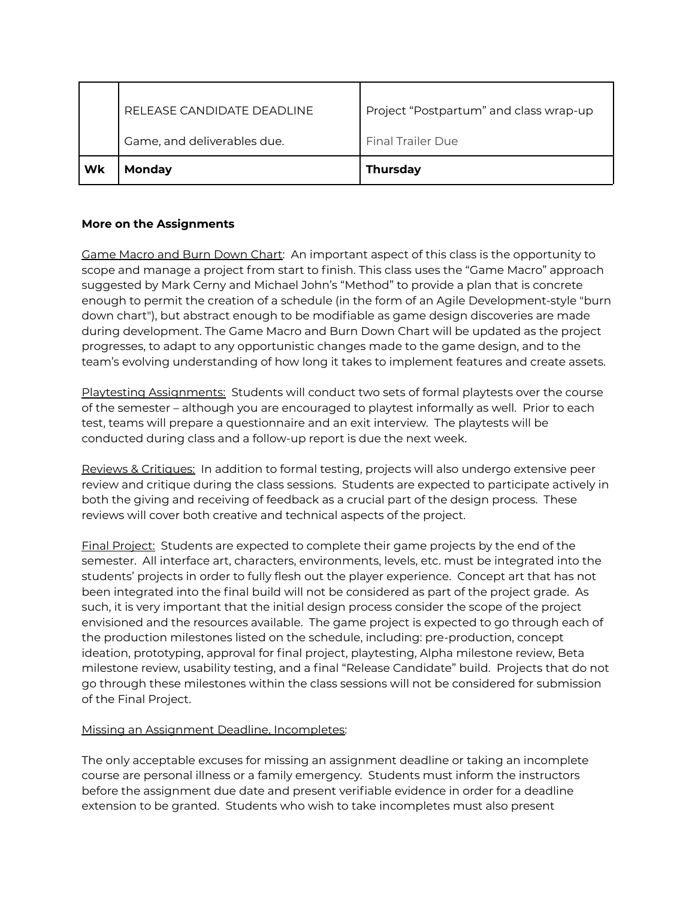| | RELEASE CANDIDATE DEADLINE<br><br>Game, and deliverables due. | Project "Postpartum" and class wrap-up<br><br>Final Trailer Due |
|---|---|---|
| **Wk** | **Monday** | **Thursday** |

**More on the Assignments**

Game Macro and Burn Down Chart: An important aspect of this class is the opportunity to scope and manage a project from start to finish. This class uses the "Game Macro" approach suggested by Mark Cerny and Michael John's "Method" to provide a plan that is concrete enough to permit the creation of a schedule (in the form of an Agile Development-style "burn down chart"), but abstract enough to be modifiable as game design discoveries are made during development. The Game Macro and Burn Down Chart will be updated as the project progresses, to adapt to any opportunistic changes made to the game design, and to the team's evolving understanding of how long it takes to implement features and create assets.

Playtesting Assignments: Students will conduct two sets of formal playtests over the course of the semester – although you are encouraged to playtest informally as well. Prior to each test, teams will prepare a questionnaire and an exit interview. The playtests will be conducted during class and a follow-up report is due the next week.

Reviews & Critiques: In addition to formal testing, projects will also undergo extensive peer review and critique during the class sessions. Students are expected to participate actively in both the giving and receiving of feedback as a crucial part of the design process. These reviews will cover both creative and technical aspects of the project.

Final Project: Students are expected to complete their game projects by the end of the semester. All interface art, characters, environments, levels, etc. must be integrated into the students' projects in order to fully flesh out the player experience. Concept art that has not been integrated into the final build will not be considered as part of the project grade. As such, it is very important that the initial design process consider the scope of the project envisioned and the resources available. The game project is expected to go through each of the production milestones listed on the schedule, including: pre-production, concept ideation, prototyping, approval for final project, playtesting, Alpha milestone review, Beta milestone review, usability testing, and a final "Release Candidate" build. Projects that do not go through these milestones within the class sessions will not be considered for submission of the Final Project.

Missing an Assignment Deadline, Incompletes:

The only acceptable excuses for missing an assignment deadline or taking an incomplete course are personal illness or a family emergency. Students must inform the instructors before the assignment due date and present verifiable evidence in order for a deadline extension to be granted. Students who wish to take incompletes must also present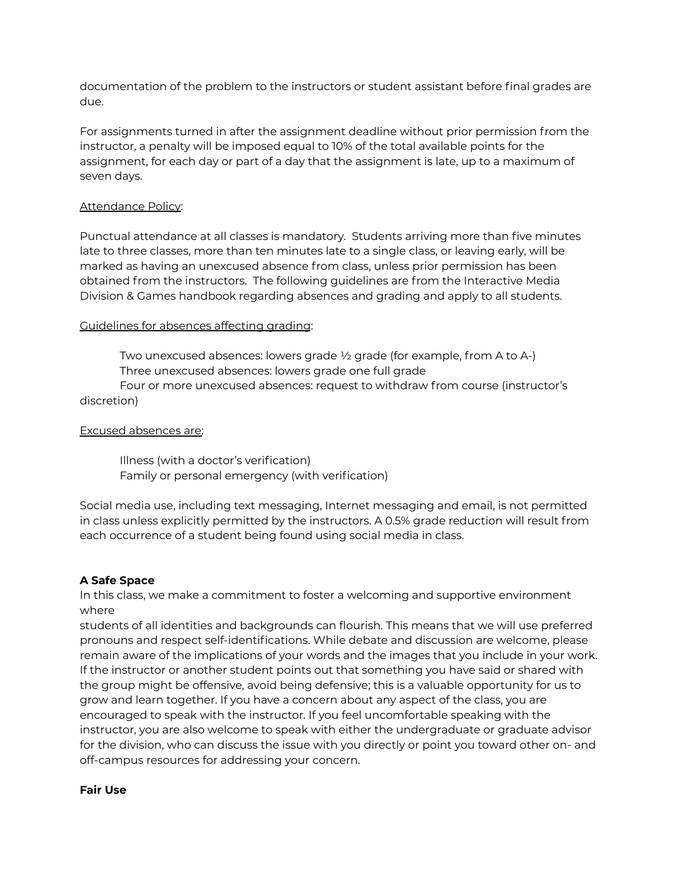documentation of the problem to the instructors or student assistant before final grades are due.

For assignments turned in after the assignment deadline without prior permission from the instructor, a penalty will be imposed equal to 10% of the total available points for the assignment, for each day or part of a day that the assignment is late, up to a maximum of seven days.

Attendance Policy:

Punctual attendance at all classes is mandatory. Students arriving more than five minutes late to three classes, more than ten minutes late to a single class, or leaving early, will be marked as having an unexcused absence from class, unless prior permission has been obtained from the instructors. The following guidelines are from the Interactive Media Division & Games handbook regarding absences and grading and apply to all students.

Guidelines for absences affecting grading:

Two unexcused absences: lowers grade ½ grade (for example, from A to A-)
Three unexcused absences: lowers grade one full grade
Four or more unexcused absences: request to withdraw from course (instructor's discretion)

Excused absences are:

Illness (with a doctor's verification)
Family or personal emergency (with verification)

Social media use, including text messaging, Internet messaging and email, is not permitted in class unless explicitly permitted by the instructors. A 0.5% grade reduction will result from each occurrence of a student being found using social media in class.

**A Safe Space**

In this class, we make a commitment to foster a welcoming and supportive environment where students of all identities and backgrounds can flourish. This means that we will use preferred pronouns and respect self-identifications. While debate and discussion are welcome, please remain aware of the implications of your words and the images that you include in your work. If the instructor or another student points out that something you have said or shared with the group might be offensive, avoid being defensive; this is a valuable opportunity for us to grow and learn together. If you have a concern about any aspect of the class, you are encouraged to speak with the instructor. If you feel uncomfortable speaking with the instructor, you are also welcome to speak with either the undergraduate or graduate advisor for the division, who can discuss the issue with you directly or point you toward other on- and off-campus resources for addressing your concern.

**Fair Use**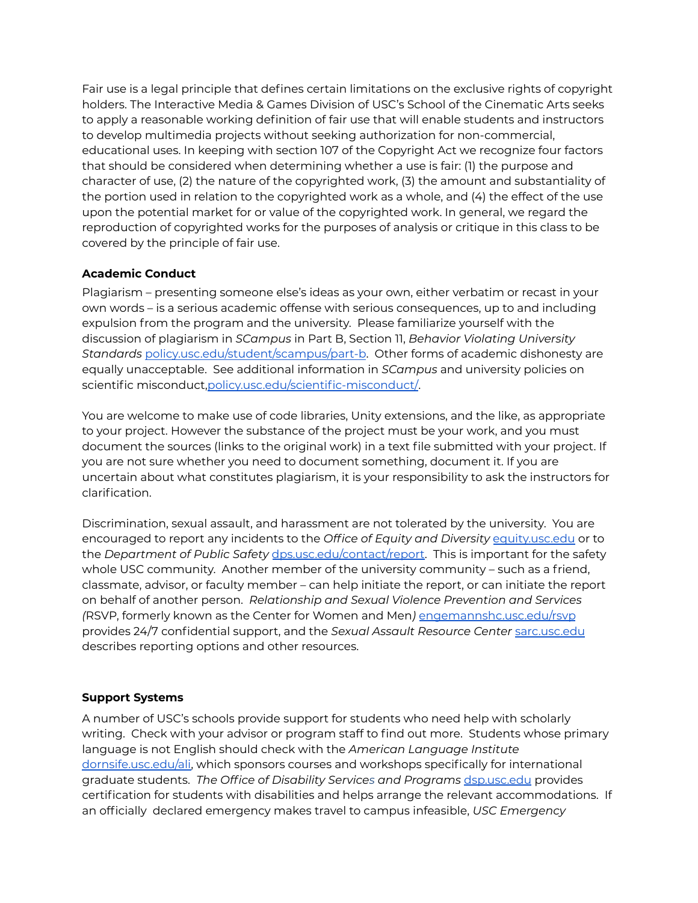Fair use is a legal principle that defines certain limitations on the exclusive rights of copyright holders. The Interactive Media & Games Division of USC's School of the Cinematic Arts seeks to apply a reasonable working definition of fair use that will enable students and instructors to develop multimedia projects without seeking authorization for non-commercial, educational uses. In keeping with section 107 of the Copyright Act we recognize four factors that should be considered when determining whether a use is fair: (1) the purpose and character of use, (2) the nature of the copyrighted work, (3) the amount and substantiality of the portion used in relation to the copyrighted work as a whole, and (4) the effect of the use upon the potential market for or value of the copyrighted work. In general, we regard the reproduction of copyrighted works for the purposes of analysis or critique in this class to be covered by the principle of fair use.

**Academic Conduct**

Plagiarism – presenting someone else's ideas as your own, either verbatim or recast in your own words – is a serious academic offense with serious consequences, up to and including expulsion from the program and the university. Please familiarize yourself with the discussion of plagiarism in *SCampus* in Part B, Section 11, *Behavior Violating University Standards* policy.usc.edu/student/scampus/part-b. Other forms of academic dishonesty are equally unacceptable. See additional information in *SCampus* and university policies on scientific misconduct,policy.usc.edu/scientific-misconduct/.

You are welcome to make use of code libraries, Unity extensions, and the like, as appropriate to your project. However the substance of the project must be your work, and you must document the sources (links to the original work) in a text file submitted with your project. If you are not sure whether you need to document something, document it. If you are uncertain about what constitutes plagiarism, it is your responsibility to ask the instructors for clarification.

Discrimination, sexual assault, and harassment are not tolerated by the university. You are encouraged to report any incidents to the *Office of Equity and Diversity* equity.usc.edu or to the *Department of Public Safety* dps.usc.edu/contact/report. This is important for the safety whole USC community. Another member of the university community – such as a friend, classmate, advisor, or faculty member – can help initiate the report, or can initiate the report on behalf of another person. *Relationship and Sexual Violence Prevention and Services (*RSVP, formerly known as the Center for Women and Men*)* engemannshc.usc.edu/rsvp provides 24/7 confidential support, and the *Sexual Assault Resource Center* sarc.usc.edu describes reporting options and other resources.

**Support Systems**

A number of USC's schools provide support for students who need help with scholarly writing. Check with your advisor or program staff to find out more. Students whose primary language is not English should check with the *American Language Institute* dornsife.usc.edu/ali, which sponsors courses and workshops specifically for international graduate students. *The Office of Disability Services and Programs* dsp.usc.edu provides certification for students with disabilities and helps arrange the relevant accommodations. If an officially declared emergency makes travel to campus infeasible, *USC Emergency*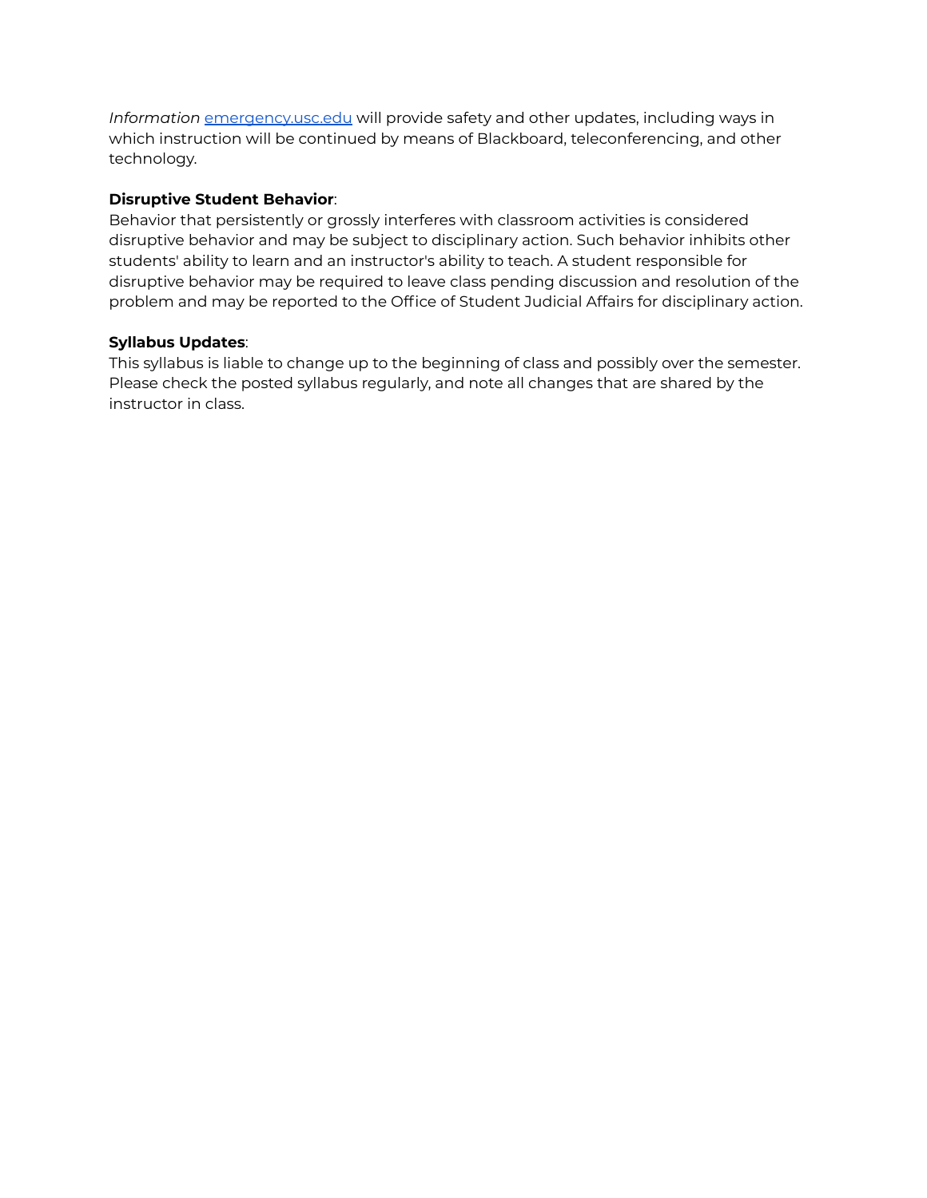*Information* [emergency.usc.edu](emergency.usc.edu) will provide safety and other updates, including ways in which instruction will be continued by means of Blackboard, teleconferencing, and other technology.

**Disruptive Student Behavior**:
Behavior that persistently or grossly interferes with classroom activities is considered disruptive behavior and may be subject to disciplinary action. Such behavior inhibits other students' ability to learn and an instructor's ability to teach. A student responsible for disruptive behavior may be required to leave class pending discussion and resolution of the problem and may be reported to the Office of Student Judicial Affairs for disciplinary action.

**Syllabus Updates**:
This syllabus is liable to change up to the beginning of class and possibly over the semester. Please check the posted syllabus regularly, and note all changes that are shared by the instructor in class.